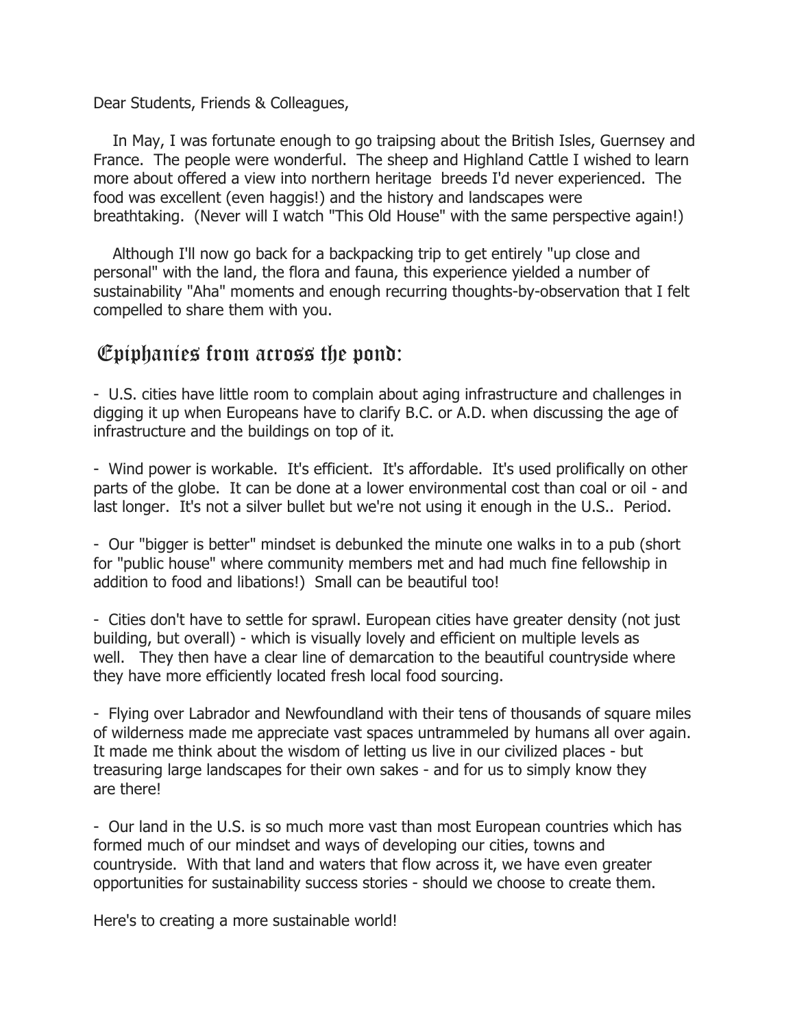Dear Students, Friends & Colleagues,

In May, I was fortunate enough to go traipsing about the British Isles, Guernsey and France. The people were wonderful. The sheep and Highland Cattle I wished to learn more about offered a view into northern heritage breeds I'd never experienced. The food was excellent (even haggis!) and the history and landscapes were breathtaking. (Never will I watch "This Old House" with the same perspective again!)

Although I'll now go back for a backpacking trip to get entirely "up close and personal" with the land, the flora and fauna, this experience yielded a number of sustainability "Aha" moments and enough recurring thoughts-by-observation that I felt compelled to share them with you.

## Epiphanies from across the pond:

- U.S. cities have little room to complain about aging infrastructure and challenges in digging it up when Europeans have to clarify B.C. or A.D. when discussing the age of infrastructure and the buildings on top of it.

- Wind power is workable. It's efficient. It's affordable. It's used prolifically on other parts of the globe. It can be done at a lower environmental cost than coal or oil - and last longer. It's not a silver bullet but we're not using it enough in the U.S.. Period.

- Our "bigger is better" mindset is debunked the minute one walks in to a pub (short for "public house" where community members met and had much fine fellowship in addition to food and libations!) Small can be beautiful too!

- Cities don't have to settle for sprawl. European cities have greater density (not just building, but overall) - which is visually lovely and efficient on multiple levels as well. They then have a clear line of demarcation to the beautiful countryside where they have more efficiently located fresh local food sourcing.

- Flying over Labrador and Newfoundland with their tens of thousands of square miles of wilderness made me appreciate vast spaces untrammeled by humans all over again. It made me think about the wisdom of letting us live in our civilized places - but treasuring large landscapes for their own sakes - and for us to simply know they are there!

- Our land in the U.S. is so much more vast than most European countries which has formed much of our mindset and ways of developing our cities, towns and countryside. With that land and waters that flow across it, we have even greater opportunities for sustainability success stories - should we choose to create them.

Here's to creating a more sustainable world!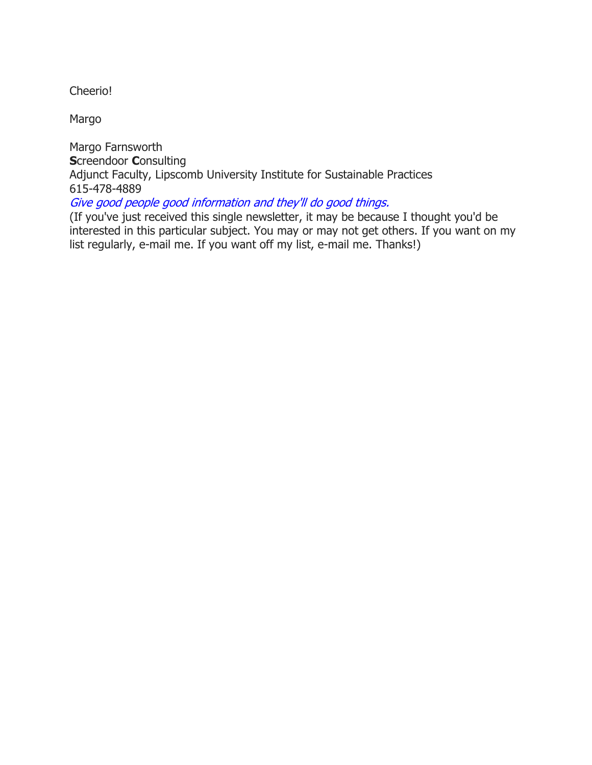Cheerio!

Margo

Margo Farnsworth
**S**creendoor **C**onsulting
Adjunct Faculty, Lipscomb University Institute for Sustainable Practices
615-478-4889
*Give good people good information and they'll do good things.*
(If you've just received this single newsletter, it may be because I thought you'd be interested in this particular subject. You may or may not get others. If you want on my list regularly, e-mail me. If you want off my list, e-mail me. Thanks!)